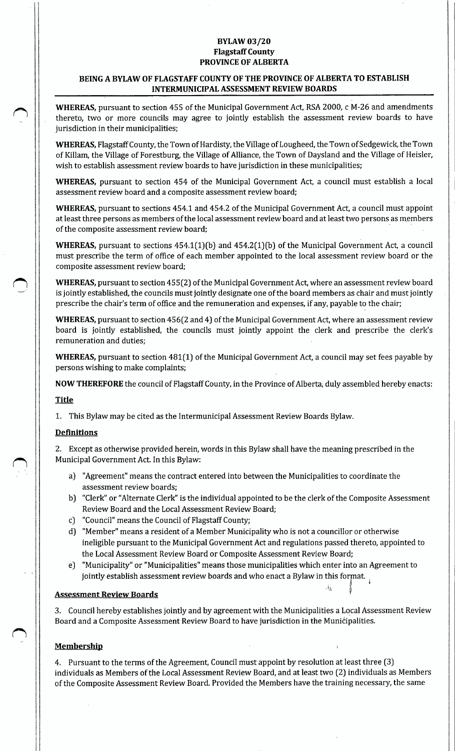# BYLAW 03/20
## Flagstaff County
## PROVINCE OF ALBERTA

## BEING A BYLAW OF FLAGSTAFF COUNTY OF THE PROVINCE OF ALBERTA TO ESTABLISH INTERMUNICIPAL ASSESSMENT REVIEW BOARDS

**WHEREAS,** pursuant to section 455 of the Municipal Government Act, RSA 2000, c M-26 and amendments thereto, two or more councils may agree to jointly establish the assessment review boards to have jurisdiction in their municipalities;

**WHEREAS,** Flagstaff County, the Town of Hardisty, the Village of Lougheed, the Town of Sedgewick, the Town of Killam, the Village of Forestburg, the Village of Alliance, the Town of Daysland and the Village of Heisler, wish to establish assessment review boards to have jurisdiction in these municipalities;

**WHEREAS,** pursuant to section 454 of the Municipal Government Act, a council must establish a local assessment review board and a composite assessment review board;

**WHEREAS,** pursuant to sections 454.1 and 454.2 of the Municipal Government Act, a council must appoint at least three persons as members of the local assessment review board and at least two persons as members of the composite assessment review board;

**WHEREAS,** pursuant to sections 454.1(1)(b) and 454.2(1)(b) of the Municipal Government Act, a council must prescribe the term of office of each member appointed to the local assessment review board or the composite assessment review board;

**WHEREAS,** pursuant to section 455(2) of the Municipal Government Act, where an assessment review board is jointly established, the councils must jointly designate one of the board members as chair and must jointly prescribe the chair's term of office and the remuneration and expenses, if any, payable to the chair;

**WHEREAS,** pursuant to section 456(2 and 4) of the Municipal Government Act, where an assessment review board is jointly established, the councils must jointly appoint the clerk and prescribe the clerk's remuneration and duties;

**WHEREAS,** pursuant to section 481(1) of the Municipal Government Act, a council may set fees payable by persons wishing to make complaints;

**NOW THEREFORE** the council of Flagstaff County, in the Province of Alberta, duly assembled hereby enacts:

**Title**

1. This Bylaw may be cited as the Intermunicipal Assessment Review Boards Bylaw.

**Definitions**

2. Except as otherwise provided herein, words in this Bylaw shall have the meaning prescribed in the Municipal Government Act. In this Bylaw:

   a) "Agreement" means the contract entered into between the Municipalities to coordinate the assessment review boards;
   b) "Clerk" or "Alternate Clerk" is the individual appointed to be the clerk of the Composite Assessment Review Board and the Local Assessment Review Board;
   c) "Council" means the Council of Flagstaff County;
   d) "Member" means a resident of a Member Municipality who is not a councillor or otherwise ineligible pursuant to the Municipal Government Act and regulations passed thereto, appointed to the Local Assessment Review Board or Composite Assessment Review Board;
   e) "Municipality" or "Municipalities" means those municipalities which enter into an Agreement to jointly establish assessment review boards and who enact a Bylaw in this format.

**Assessment Review Boards**

3. Council hereby establishes jointly and by agreement with the Municipalities a Local Assessment Review Board and a Composite Assessment Review Board to have jurisdiction in the Municipalities.

**Membership**

4. Pursuant to the terms of the Agreement, Council must appoint by resolution at least three (3) individuals as Members of the Local Assessment Review Board, and at least two (2) individuals as Members of the Composite Assessment Review Board. Provided the Members have the training necessary, the same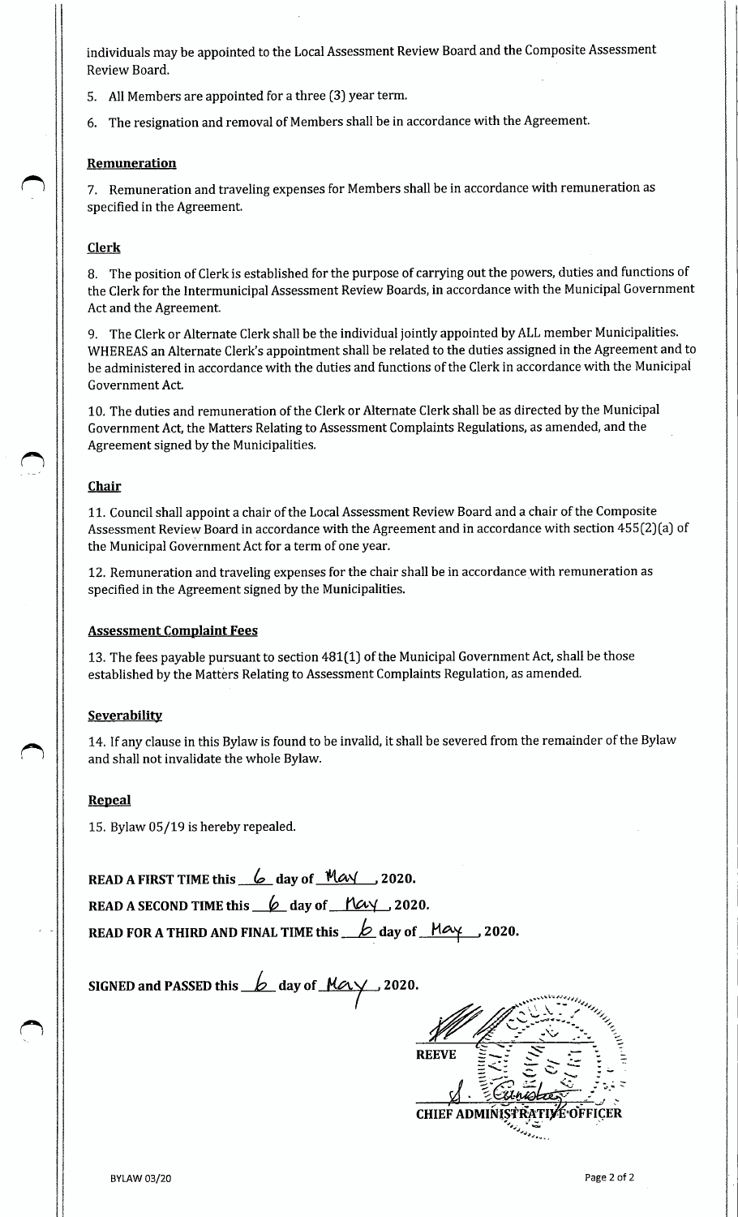individuals may be appointed to the Local Assessment Review Board and the Composite Assessment Review Board.

5. All Members are appointed for a three (3) year term.

6. The resignation and removal of Members shall be in accordance with the Agreement.

**Remuneration**

7. Remuneration and traveling expenses for Members shall be in accordance with remuneration as specified in the Agreement.

**Clerk**

8. The position of Clerk is established for the purpose of carrying out the powers, duties and functions of the Clerk for the Intermunicipal Assessment Review Boards, in accordance with the Municipal Government Act and the Agreement.

9. The Clerk or Alternate Clerk shall be the individual jointly appointed by ALL member Municipalities. WHEREAS an Alternate Clerk's appointment shall be related to the duties assigned in the Agreement and to be administered in accordance with the duties and functions of the Clerk in accordance with the Municipal Government Act.

10. The duties and remuneration of the Clerk or Alternate Clerk shall be as directed by the Municipal Government Act, the Matters Relating to Assessment Complaints Regulations, as amended, and the Agreement signed by the Municipalities.

**Chair**

11. Council shall appoint a chair of the Local Assessment Review Board and a chair of the Composite Assessment Review Board in accordance with the Agreement and in accordance with section 455(2)(a) of the Municipal Government Act for a term of one year.

12. Remuneration and traveling expenses for the chair shall be in accordance with remuneration as specified in the Agreement signed by the Municipalities.

**Assessment Complaint Fees**

13. The fees payable pursuant to section 481(1) of the Municipal Government Act, shall be those established by the Matters Relating to Assessment Complaints Regulation, as amended.

**Severability**

14. If any clause in this Bylaw is found to be invalid, it shall be severed from the remainder of the Bylaw and shall not invalidate the whole Bylaw.

**Repeal**

15. Bylaw 05/19 is hereby repealed.

**READ A FIRST TIME this 6 day of May, 2020.**

**READ A SECOND TIME this 6 day of May, 2020.**

**READ FOR A THIRD AND FINAL TIME this 6 day of May, 2020.**

**SIGNED and PASSED this 6 day of May, 2020.**

**REEVE**

**CHIEF ADMINISTRATIVE OFFICER**